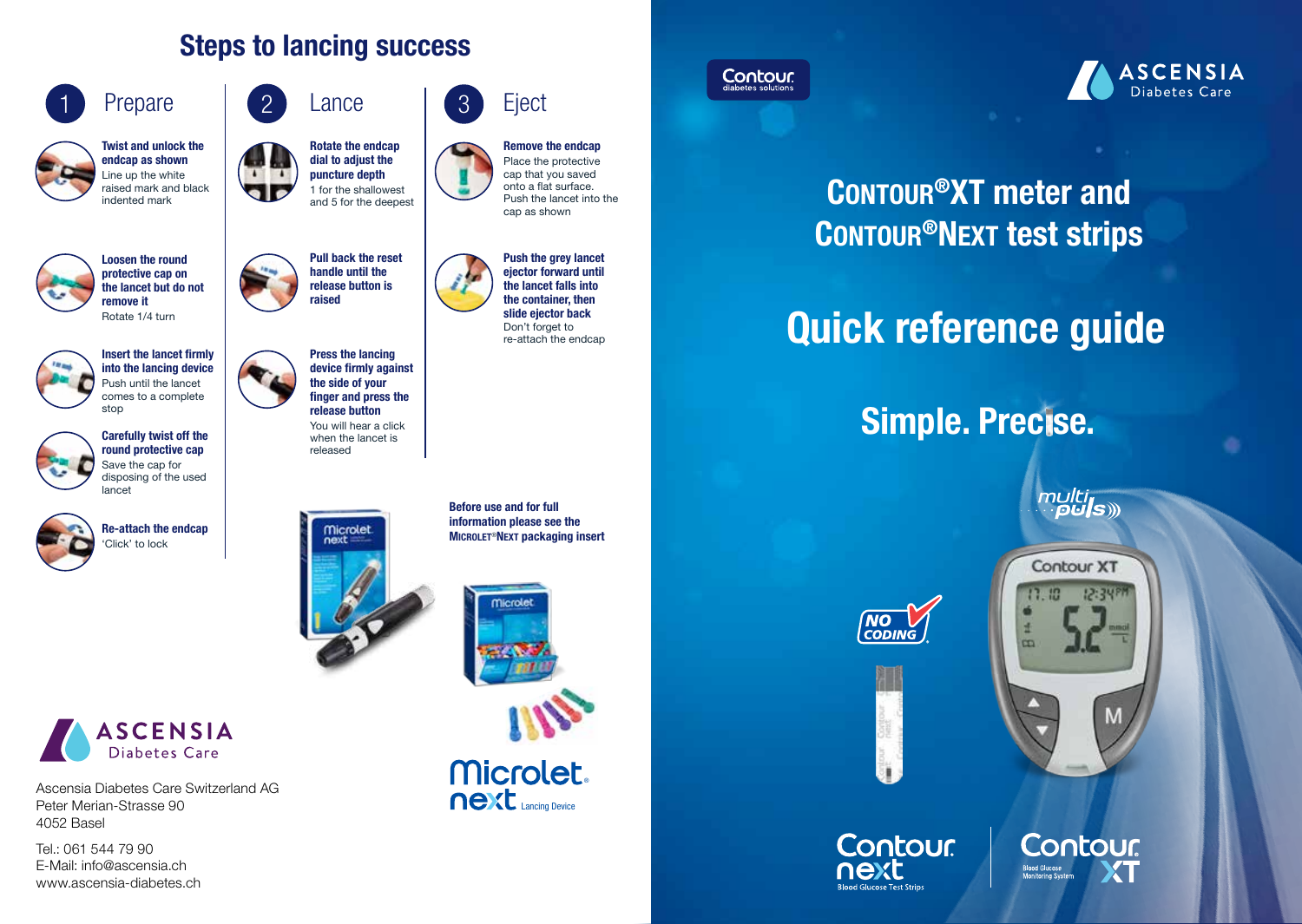# Steps to lancing success

## 1 Prepare

**Twist and unlock the endcap as shown**
Line up the white raised mark and black indented mark

**Loosen the round protective cap on the lancet but do not remove it**
Rotate 1/4 turn

**Insert the lancet firmly into the lancing device**
Push until the lancet comes to a complete stop

**Carefully twist off the round protective cap**
Save the cap for disposing of the used lancet

**Re-attach the endcap**
'Click' to lock

## 2 Lance

**Rotate the endcap dial to adjust the puncture depth**
1 for the shallowest and 5 for the deepest

**Pull back the reset handle until the release button is raised**

**Press the lancing device firmly against the side of your finger and press the release button**
You will hear a click when the lancet is released

## 3 Eject

**Remove the endcap**
Place the protective cap that you saved onto a flat surface. Push the lancet into the cap as shown

**Push the grey lancet ejector forward until the lancet falls into the container, then slide ejector back**
Don't forget to re-attach the endcap

**Before use and for full information please see the MICROLET®NEXT packaging insert**

Microlet next Lancing Device

ASCENSIA Diabetes Care

Ascensia Diabetes Care Switzerland AG
Peter Merian-Strasse 90
4052 Basel

Tel.: 061 544 79 90
E-Mail: info@ascensia.ch
www.ascensia-diabetes.ch

---

Contour diabetes solutions

ASCENSIA Diabetes Care

# CONTOUR®XT meter and CONTOUR®NEXT test strips

# Quick reference guide

## Simple. Precise.

multi puls

NO CODING

Contour next Blood Glucose Test Strips

Contour XT Blood Glucose Monitoring System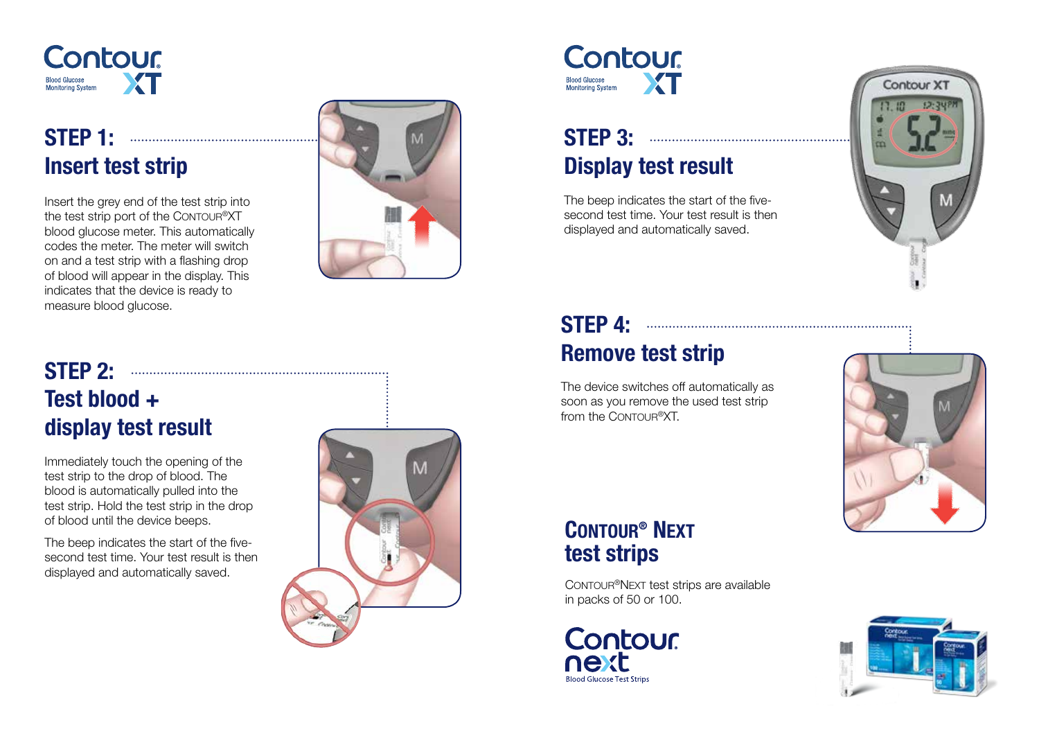Contour XT
Blood Glucose Monitoring System

## STEP 1: Insert test strip

Insert the grey end of the test strip into the test strip port of the CONTOUR®XT blood glucose meter. This automatically codes the meter. The meter will switch on and a test strip with a flashing drop of blood will appear in the display. This indicates that the device is ready to measure blood glucose.

## STEP 2: Test blood + display test result

Immediately touch the opening of the test strip to the drop of blood. The blood is automatically pulled into the test strip. Hold the test strip in the drop of blood until the device beeps.

The beep indicates the start of the five-second test time. Your test result is then displayed and automatically saved.

Contour XT
Blood Glucose Monitoring System

## STEP 3: Display test result

The beep indicates the start of the five-second test time. Your test result is then displayed and automatically saved.

## STEP 4: Remove test strip

The device switches off automatically as soon as you remove the used test strip from the CONTOUR®XT.

## CONTOUR® NEXT test strips

CONTOUR®NEXT test strips are available in packs of 50 or 100.

Contour next
Blood Glucose Test Strips